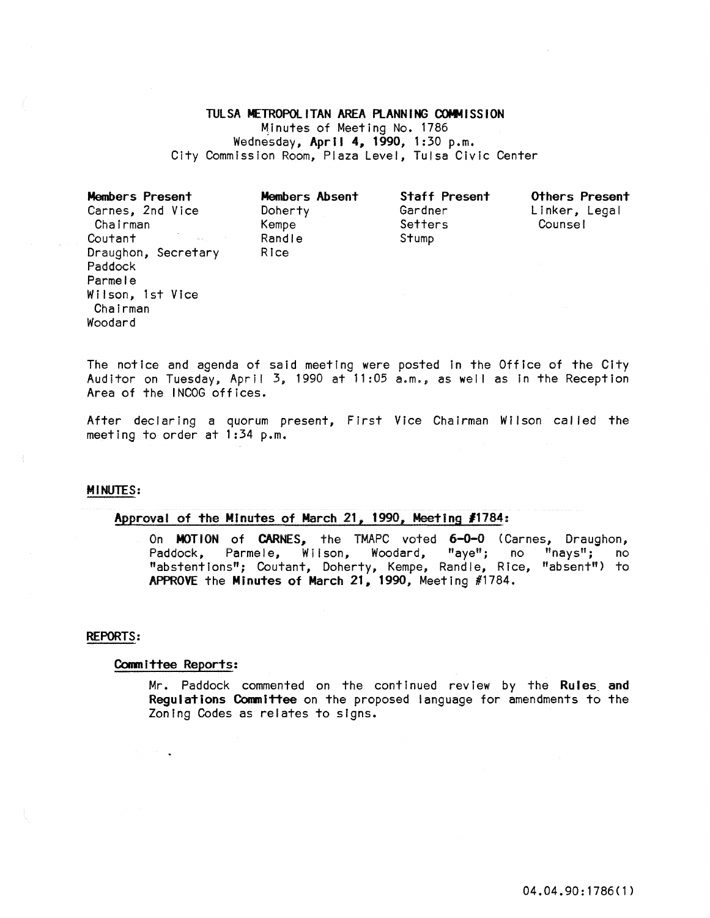# TULSA METROPOLITAN AREA PLANNING COMMISSION

Minutes of Meeting No. 1786
Wednesday, **April 4, 1990**, 1:30 p.m.
City Commission Room, Plaza Level, Tulsa Civic Center

| **Members Present** | **Members Absent** | **Staff Present** | **Others Present** |
|---|---|---|---|
| Carnes, 2nd Vice Chairman | Doherty | Gardner | Linker, Legal Counsel |
| Coutant | Kempe | Setters | |
| Draughon, Secretary | Randle | Stump | |
| Paddock | Rice | | |
| Parmele | | | |
| Wilson, 1st Vice Chairman | | | |
| Woodard | | | |

The notice and agenda of said meeting were posted in the Office of the City Auditor on Tuesday, April 3, 1990 at 11:05 a.m., as well as in the Reception Area of the INCOG offices.

After declaring a quorum present, First Vice Chairman Wilson called the meeting to order at 1:34 p.m.

## MINUTES:

### Approval of the Minutes of March 21, 1990, Meeting #1784:

On **MOTION** of **CARNES**, the TMAPC voted **6-0-0** (Carnes, Draughon, Paddock, Parmele, Wilson, Woodard, "aye"; no "nays"; no "abstentions"; Coutant, Doherty, Kempe, Randle, Rice, "absent") to **APPROVE** the **Minutes of March 21, 1990**, Meeting #1784.

## REPORTS:

### Committee Reports:

Mr. Paddock commented on the continued review by the **Rules and Regulations Committee** on the proposed language for amendments to the Zoning Codes as relates to signs.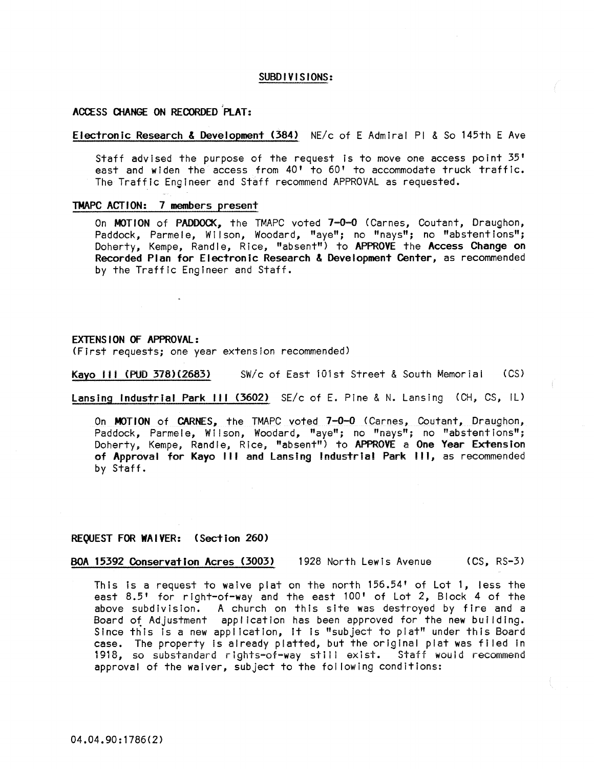## SUBDIVISIONS:

### ACCESS CHANGE ON RECORDED PLAT:

Electronic Research & Development (384) NE/c of E Admiral Pl & So 145th E Ave

Staff advised the purpose of the request is to move one access point 35' east and widen the access from 40' to 60' to accommodate truck traffic. The Traffic Engineer and Staff recommend APPROVAL as requested.

**TMAPC ACTION: 7 members present**

On **MOTION** of **PADDOCK**, the TMAPC voted **7-0-0** (Carnes, Coutant, Draughon, Paddock, Parmele, Wilson, Woodard, "aye"; no "nays"; no "abstentions"; Doherty, Kempe, Randle, Rice, "absent") to **APPROVE** the **Access Change on Recorded Plan for Electronic Research & Development Center**, as recommended by the Traffic Engineer and Staff.

### EXTENSION OF APPROVAL:

(First requests; one year extension recommended)

Kayo III (PUD 378)(2683) SW/c of East 101st Street & South Memorial (CS)

Lansing Industrial Park III (3602) SE/c of E. Pine & N. Lansing (CH, CS, IL)

On **MOTION** of **CARNES**, the TMAPC voted **7-0-0** (Carnes, Coutant, Draughon, Paddock, Parmele, Wilson, Woodard, "aye"; no "nays"; no "abstentions"; Doherty, Kempe, Randle, Rice, "absent") to **APPROVE** a **One Year Extension of Approval for Kayo III and Lansing Industrial Park III**, as recommended by Staff.

### REQUEST FOR WAIVER: (Section 260)

BOA 15392 Conservation Acres (3003) 1928 North Lewis Avenue (CS, RS-3)

This is a request to waive plat on the north 156.54' of Lot 1, less the east 8.5' for right-of-way and the east 100' of Lot 2, Block 4 of the above subdivision. A church on this site was destroyed by fire and a Board of Adjustment application has been approved for the new building. Since this is a new application, it is "subject to plat" under this Board case. The property is already platted, but the original plat was filed in 1918, so substandard rights-of-way still exist. Staff would recommend approval of the waiver, subject to the following conditions:

04.04.90:1786(2)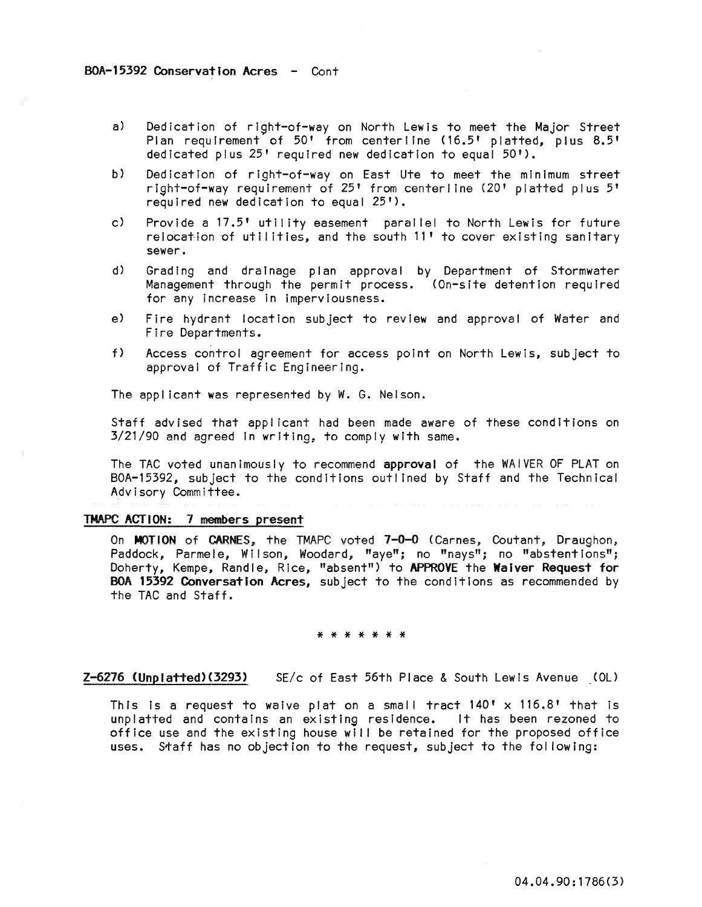BOA-15392 Conservation Acres - Cont

a) Dedication of right-of-way on North Lewis to meet the Major Street Plan requirement of 50' from centerline (16.5' platted, plus 8.5' dedicated plus 25' required new dedication to equal 50').

b) Dedication of right-of-way on East Ute to meet the minimum street right-of-way requirement of 25' from centerline (20' platted plus 5' required new dedication to equal 25').

c) Provide a 17.5' utility easement parallel to North Lewis for future relocation of utilities, and the south 11' to cover existing sanitary sewer.

d) Grading and drainage plan approval by Department of Stormwater Management through the permit process. (On-site detention required for any increase in imperviousness.

e) Fire hydrant location subject to review and approval of Water and Fire Departments.

f) Access control agreement for access point on North Lewis, subject to approval of Traffic Engineering.

The applicant was represented by W. G. Nelson.

Staff advised that applicant had been made aware of these conditions on 3/21/90 and agreed in writing, to comply with same.

The TAC voted unanimously to recommend **approval** of the WAIVER OF PLAT on BOA-15392, subject to the conditions outlined by Staff and the Technical Advisory Committee.

**TMAPC ACTION: 7 members present**

On **MOTION** of **CARNES**, the TMAPC voted **7-0-0** (Carnes, Coutant, Draughon, Paddock, Parmele, Wilson, Woodard, "aye"; no "nays"; no "abstentions"; Doherty, Kempe, Randle, Rice, "absent") to **APPROVE** the **Waiver Request for BOA 15392 Conversation Acres**, subject to the conditions as recommended by the TAC and Staff.

\* \* \* \* \* \* \*

**Z-6276 (Unplatted)(3293)** SE/c of East 56th Place & South Lewis Avenue (OL)

This is a request to waive plat on a small tract 140' x 116.8' that is unplatted and contains an existing residence. It has been rezoned to office use and the existing house will be retained for the proposed office uses. Staff has no objection to the request, subject to the following: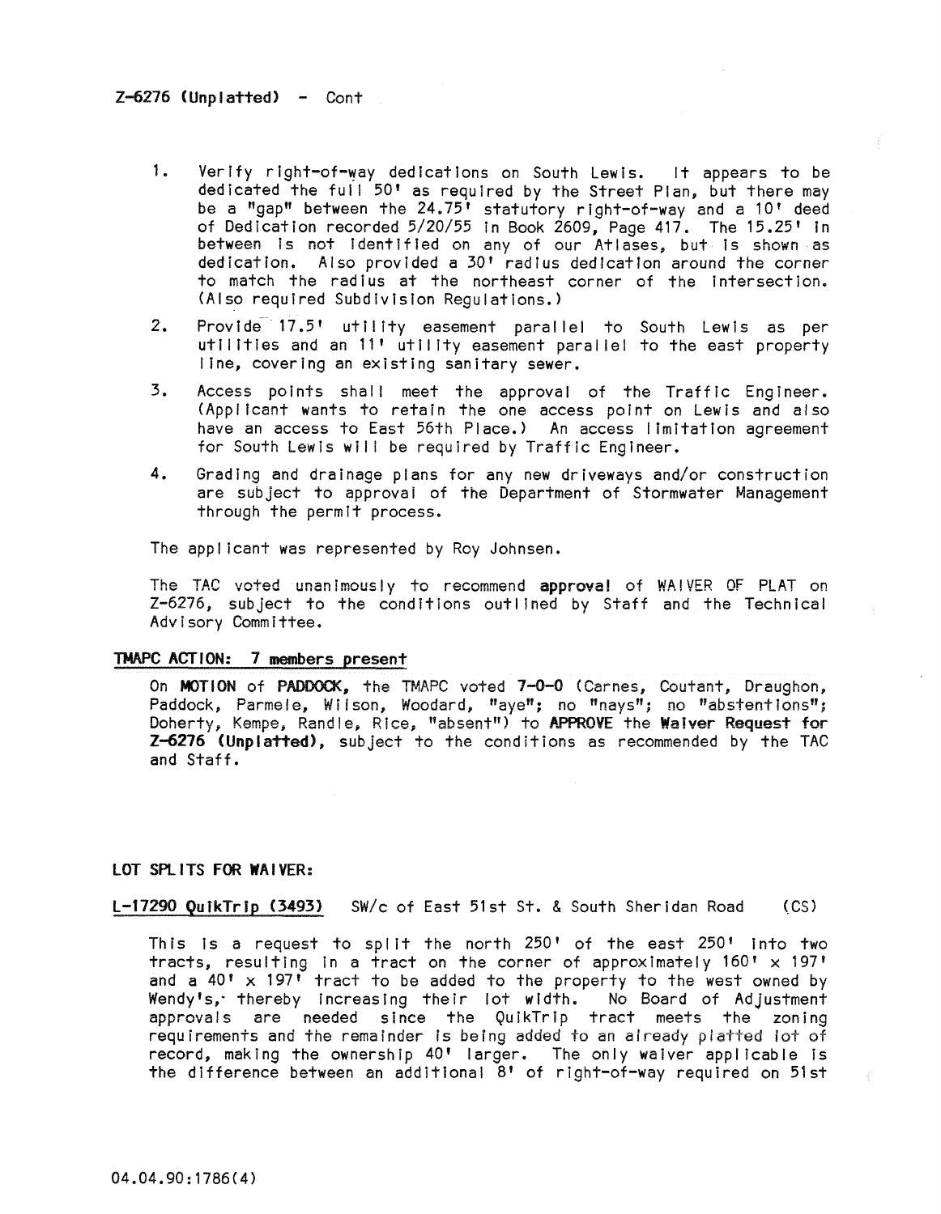Z-6276 (Unplatted) - Cont

1. Verify right-of-way dedications on South Lewis. It appears to be dedicated the full 50' as required by the Street Plan, but there may be a "gap" between the 24.75' statutory right-of-way and a 10' deed of Dedication recorded 5/20/55 in Book 2609, Page 417. The 15.25' in between is not identified on any of our Atlases, but is shown as dedication. Also provided a 30' radius dedication around the corner to match the radius at the northeast corner of the intersection. (Also required Subdivision Regulations.)

2. Provide 17.5' utility easement parallel to South Lewis as per utilities and an 11' utility easement parallel to the east property line, covering an existing sanitary sewer.

3. Access points shall meet the approval of the Traffic Engineer. (Applicant wants to retain the one access point on Lewis and also have an access to East 56th Place.) An access limitation agreement for South Lewis will be required by Traffic Engineer.

4. Grading and drainage plans for any new driveways and/or construction are subject to approval of the Department of Stormwater Management through the permit process.

The applicant was represented by Roy Johnsen.

The TAC voted unanimously to recommend **approval** of WAIVER OF PLAT on Z-6276, subject to the conditions outlined by Staff and the Technical Advisory Committee.

**TMAPC ACTION: 7 members present**

On **MOTION** of **PADDOCK,** the TMAPC voted **7-0-0** (Carnes, Coutant, Draughon, Paddock, Parmele, Wilson, Woodard, "aye"; no "nays"; no "abstentions"; Doherty, Kempe, Randle, Rice, "absent") to **APPROVE** the **Waiver Request for Z-6276 (Unplatted),** subject to the conditions as recommended by the TAC and Staff.

**LOT SPLITS FOR WAIVER:**

**L-17290 QuikTrip (3493)** SW/c of East 51st St. & South Sheridan Road (CS)

This is a request to split the north 250' of the east 250' into two tracts, resulting in a tract on the corner of approximately 160' x 197' and a 40' x 197' tract to be added to the property to the west owned by Wendy's, thereby increasing their lot width. No Board of Adjustment approvals are needed since the QuikTrip tract meets the zoning requirements and the remainder is being added to an already platted lot of record, making the ownership 40' larger. The only waiver applicable is the difference between an additional 8' of right-of-way required on 51st

04.04.90:1786(4)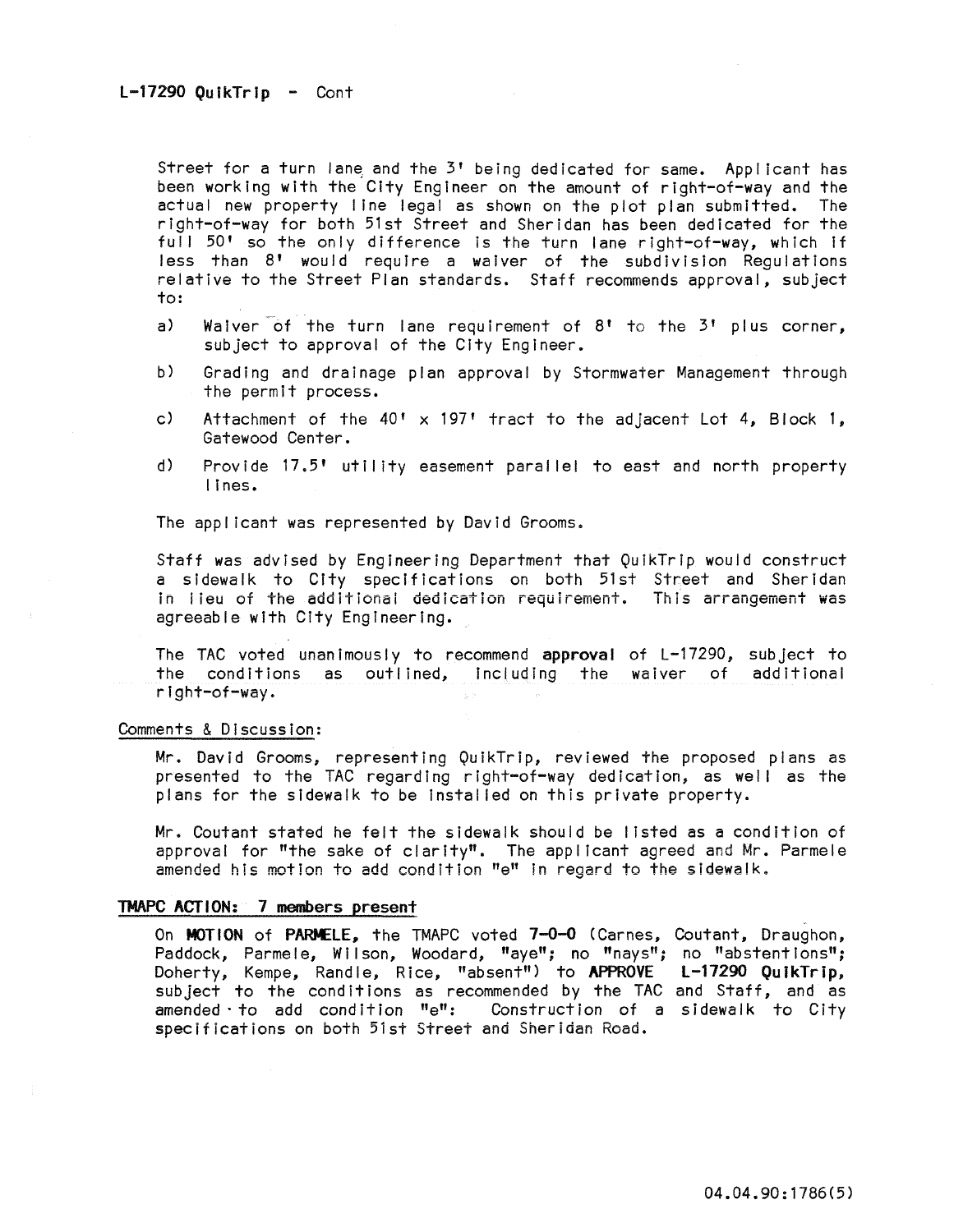L-17290 QuikTrip - Cont

Street for a turn lane and the 3' being dedicated for same. Applicant has been working with the City Engineer on the amount of right-of-way and the actual new property line legal as shown on the plot plan submitted. The right-of-way for both 51st Street and Sheridan has been dedicated for the full 50' so the only difference is the turn lane right-of-way, which if less than 8' would require a waiver of the subdivision Regulations relative to the Street Plan standards. Staff recommends approval, subject to:

a) Waiver of the turn lane requirement of 8' to the 3' plus corner, subject to approval of the City Engineer.

b) Grading and drainage plan approval by Stormwater Management through the permit process.

c) Attachment of the 40' x 197' tract to the adjacent Lot 4, Block 1, Gatewood Center.

d) Provide 17.5' utility easement parallel to east and north property lines.

The applicant was represented by David Grooms.

Staff was advised by Engineering Department that QuikTrip would construct a sidewalk to City specifications on both 51st Street and Sheridan in lieu of the additional dedication requirement. This arrangement was agreeable with City Engineering.

The TAC voted unanimously to recommend **approval** of L-17290, subject to the conditions as outlined, including the waiver of additional right-of-way.

Comments & Discussion:

Mr. David Grooms, representing QuikTrip, reviewed the proposed plans as presented to the TAC regarding right-of-way dedication, as well as the plans for the sidewalk to be installed on this private property.

Mr. Coutant stated he felt the sidewalk should be listed as a condition of approval for "the sake of clarity". The applicant agreed and Mr. Parmele amended his motion to add condition "e" in regard to the sidewalk.

**TMAPC ACTION: 7 members present**

On **MOTION** of **PARMELE**, the TMAPC voted **7-0-0** (Carnes, Coutant, Draughon, Paddock, Parmele, Wilson, Woodard, "aye"; no "nays"; no "abstentions"; Doherty, Kempe, Randle, Rice, "absent") to **APPROVE L-17290 QuikTrip**, subject to the conditions as recommended by the TAC and Staff, and as amended to add condition "e": Construction of a sidewalk to City specifications on both 51st Street and Sheridan Road.

04.04.90:1786(5)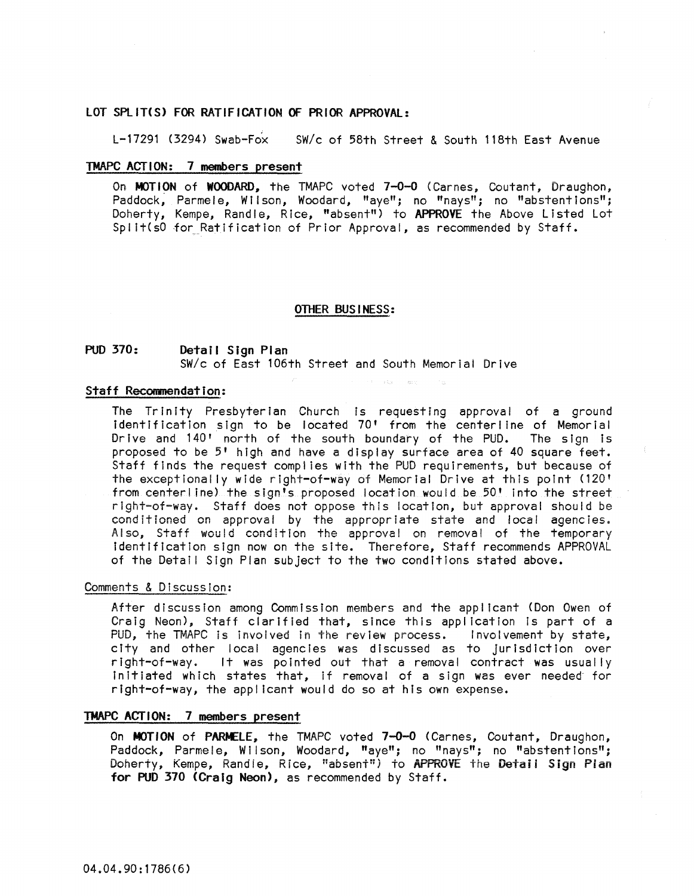**LOT SPLIT(S) FOR RATIFICATION OF PRIOR APPROVAL:**

L-17291 (3294) Swab-Fox SW/c of 58th Street & South 118th East Avenue

**TMAPC ACTION: 7 members present**

On **MOTION** of **WOODARD**, the TMAPC voted **7-0-0** (Carnes, Coutant, Draughon, Paddock, Parmele, Wilson, Woodard, "aye"; no "nays"; no "abstentions"; Doherty, Kempe, Randle, Rice, "absent") to **APPROVE** the Above Listed Lot Split(sO for Ratification of Prior Approval, as recommended by Staff.

**OTHER BUSINESS:**

**PUD 370: Detail Sign Plan**
SW/c of East 106th Street and South Memorial Drive

**Staff Recommendation:**

The Trinity Presbyterian Church is requesting approval of a ground identification sign to be located 70' from the centerline of Memorial Drive and 140' north of the south boundary of the PUD. The sign is proposed to be 5' high and have a display surface area of 40 square feet. Staff finds the request complies with the PUD requirements, but because of the exceptionally wide right-of-way of Memorial Drive at this point (120' from centerline) the sign's proposed location would be 50' into the street right-of-way. Staff does not oppose this location, but approval should be conditioned on approval by the appropriate state and local agencies. Also, Staff would condition the approval on removal of the temporary identification sign now on the site. Therefore, Staff recommends APPROVAL of the Detail Sign Plan subject to the two conditions stated above.

Comments & Discussion:

After discussion among Commission members and the applicant (Don Owen of Craig Neon), Staff clarified that, since this application is part of a PUD, the TMAPC is involved in the review process. Involvement by state, city and other local agencies was discussed as to jurisdiction over right-of-way. It was pointed out that a removal contract was usually initiated which states that, if removal of a sign was ever needed for right-of-way, the applicant would do so at his own expense.

**TMAPC ACTION: 7 members present**

On **MOTION** of **PARMELE**, the TMAPC voted **7-0-0** (Carnes, Coutant, Draughon, Paddock, Parmele, Wilson, Woodard, "aye"; no "nays"; no "abstentions"; Doherty, Kempe, Randle, Rice, "absent") to **APPROVE** the **Detail Sign Plan for PUD 370 (Craig Neon)**, as recommended by Staff.

04.04.90:1786(6)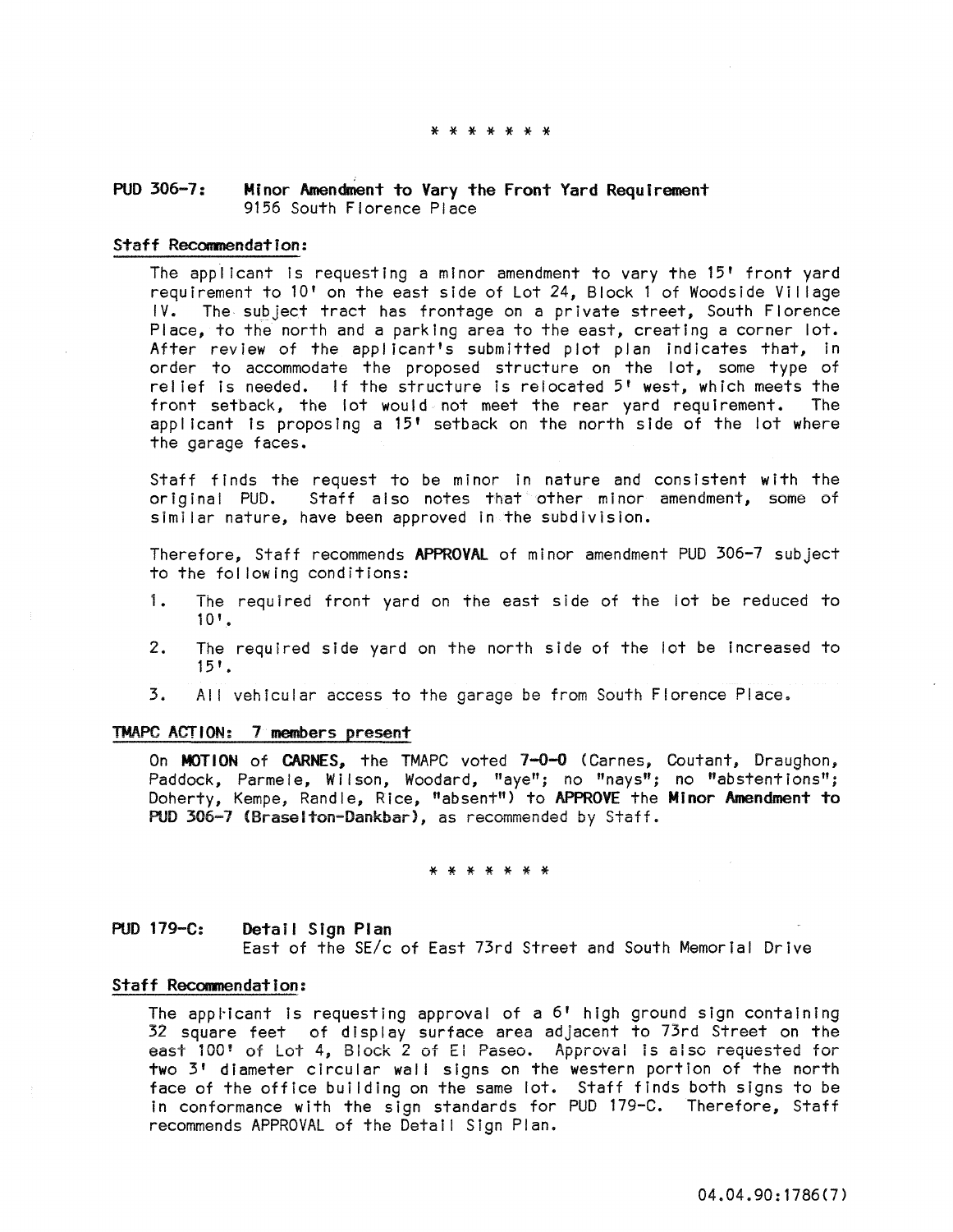\* \* \* \* \* \* \*

**PUD 306-7: Minor Amendment to Vary the Front Yard Requirement**
9156 South Florence Place

**Staff Recommendation:**

The applicant is requesting a minor amendment to vary the 15' front yard requirement to 10' on the east side of Lot 24, Block 1 of Woodside Village IV. The subject tract has frontage on a private street, South Florence Place, to the north and a parking area to the east, creating a corner lot. After review of the applicant's submitted plot plan indicates that, in order to accommodate the proposed structure on the lot, some type of relief is needed. If the structure is relocated 5' west, which meets the front setback, the lot would not meet the rear yard requirement. The applicant is proposing a 15' setback on the north side of the lot where the garage faces.

Staff finds the request to be minor in nature and consistent with the original PUD. Staff also notes that other minor amendment, some of similar nature, have been approved in the subdivision.

Therefore, Staff recommends **APPROVAL** of minor amendment PUD 306-7 subject to the following conditions:

1. The required front yard on the east side of the lot be reduced to 10'.
2. The required side yard on the north side of the lot be increased to 15'.
3. All vehicular access to the garage be from South Florence Place.

**TMAPC ACTION: 7 members present**

On **MOTION** of **CARNES**, the TMAPC voted **7-0-0** (Carnes, Coutant, Draughon, Paddock, Parmele, Wilson, Woodard, "aye"; no "nays"; no "abstentions"; Doherty, Kempe, Randle, Rice, "absent") to **APPROVE** the **Minor Amendment to PUD 306-7 (Braselton-Dankbar)**, as recommended by Staff.

\* \* \* \* \* \* \*

**PUD 179-C: Detail Sign Plan**
East of the SE/c of East 73rd Street and South Memorial Drive

**Staff Recommendation:**

The applicant is requesting approval of a 6' high ground sign containing 32 square feet of display surface area adjacent to 73rd Street on the east 100' of Lot 4, Block 2 of El Paseo. Approval is also requested for two 3' diameter circular wall signs on the western portion of the north face of the office building on the same lot. Staff finds both signs to be in conformance with the sign standards for PUD 179-C. Therefore, Staff recommends APPROVAL of the Detail Sign Plan.

04.04.90:1786(7)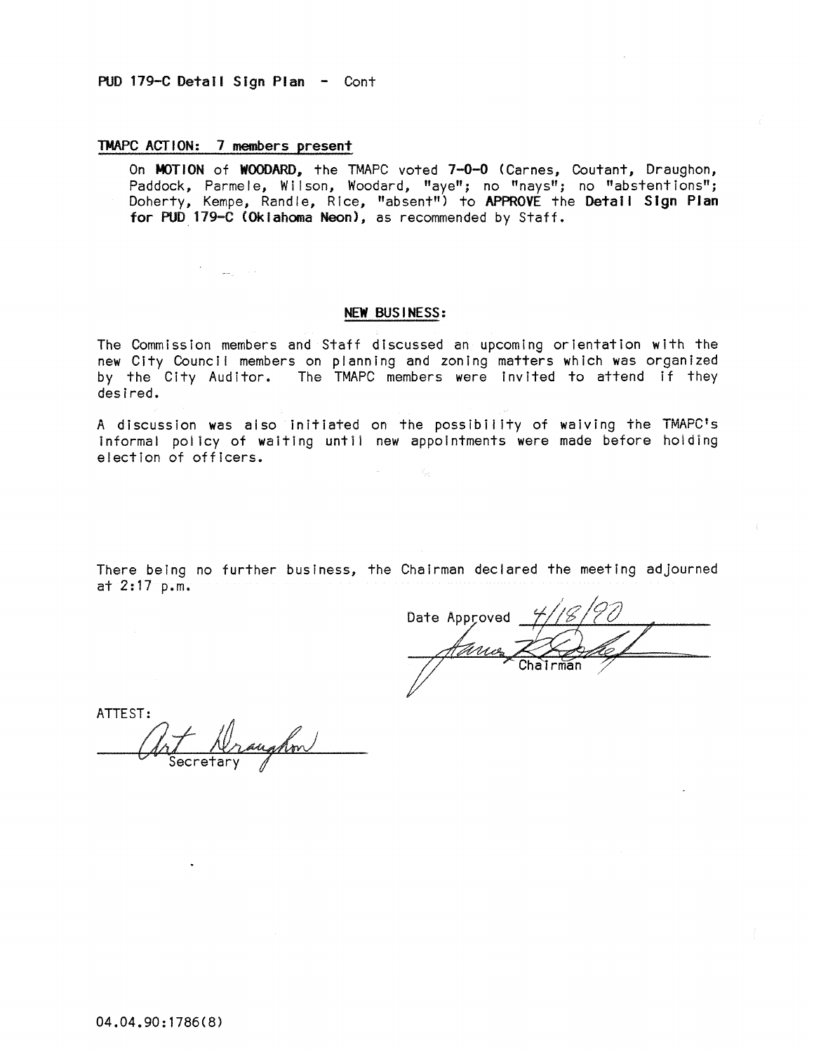PUD 179-C Detail Sign Plan - Cont

**TMAPC ACTION: 7 members present**

On **MOTION** of **WOODARD,** the TMAPC voted **7-0-0** (Carnes, Coutant, Draughon, Paddock, Parmele, Wilson, Woodard, "aye"; no "nays"; no "abstentions"; Doherty, Kempe, Randle, Rice, "absent") to **APPROVE** the **Detail Sign Plan for PUD 179-C (Oklahoma Neon),** as recommended by Staff.

**NEW BUSINESS:**

The Commission members and Staff discussed an upcoming orientation with the new City Council members on planning and zoning matters which was organized by the City Auditor. The TMAPC members were invited to attend if they desired.

A discussion was also initiated on the possibility of waiving the TMAPC's informal policy of waiting until new appointments were made before holding election of officers.

There being no further business, the Chairman declared the meeting adjourned at 2:17 p.m.

Date Approved 4/18/90

Chairman

ATTEST:

Secretary

04.04.90:1786(8)